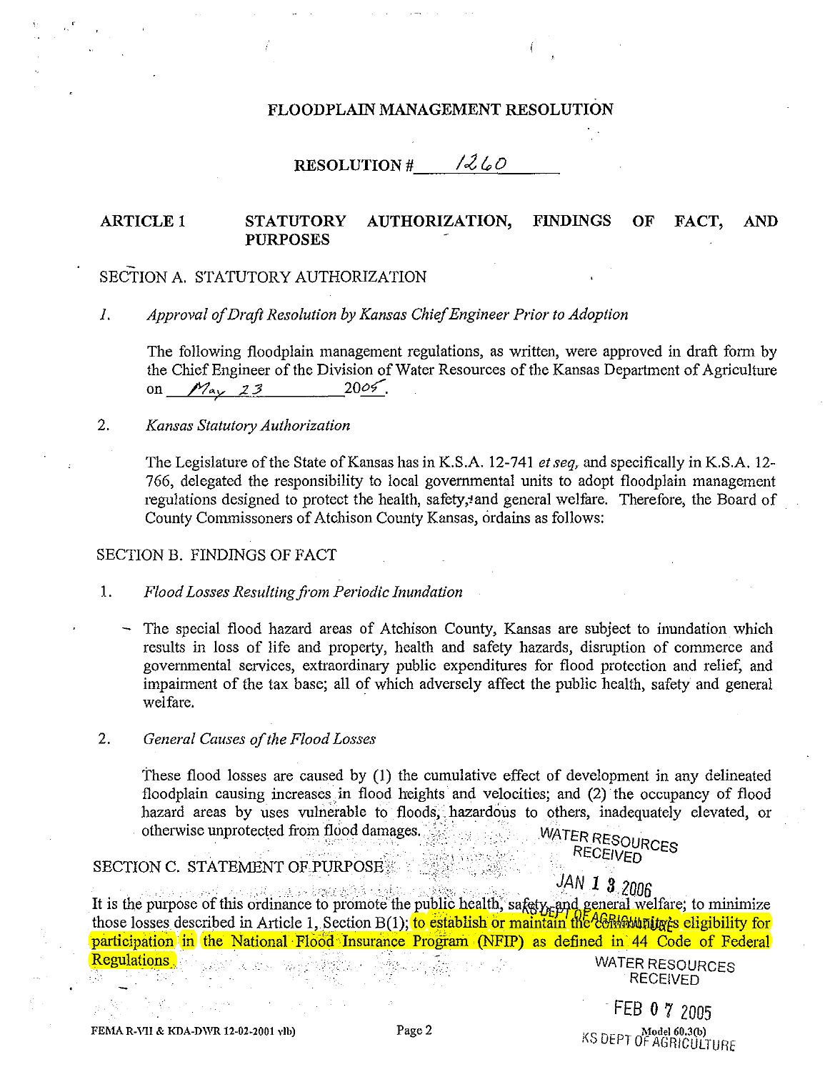# FLOODPLAIN MANAGEMENT RESOLUTION

## RESOLUTION # 1260

## ARTICLE 1 STATUTORY AUTHORIZATION, FINDINGS OF FACT, AND PURPOSES

### SECTION A. STATUTORY AUTHORIZATION

1. *Approval of Draft Resolution by Kansas Chief Engineer Prior to Adoption*

   The following floodplain management regulations, as written, were approved in draft form by the Chief Engineer of the Division of Water Resources of the Kansas Department of Agriculture on May 23 2005.

2. *Kansas Statutory Authorization*

   The Legislature of the State of Kansas has in K.S.A. 12-741 *et seq,* and specifically in K.S.A. 12-766, delegated the responsibility to local governmental units to adopt floodplain management regulations designed to protect the health, safety, and general welfare. Therefore, the Board of County Commissoners of Atchison County Kansas, ordains as follows:

### SECTION B. FINDINGS OF FACT

1. *Flood Losses Resulting from Periodic Inundation*

   The special flood hazard areas of Atchison County, Kansas are subject to inundation which results in loss of life and property, health and safety hazards, disruption of commerce and governmental services, extraordinary public expenditures for flood protection and relief, and impairment of the tax base; all of which adversely affect the public health, safety and general welfare.

2. *General Causes of the Flood Losses*

   These flood losses are caused by (1) the cumulative effect of development in any delineated floodplain causing increases in flood heights and velocities; and (2) the occupancy of flood hazard areas by uses vulnerable to floods, hazardous to others, inadequately elevated, or otherwise unprotected from flood damages.

### SECTION C. STATEMENT OF PURPOSE

It is the purpose of this ordinance to promote the public health, safety, and general welfare; to minimize those losses described in Article 1, Section B(1); to establish or maintain the community's eligibility for participation in the National Flood Insurance Program (NFIP) as defined in 44 Code of Federal Regulations.

WATER RESOURCES RECEIVED JAN 13 2006 KS DEPT OF AGRICULTURE

WATER RESOURCES RECEIVED FEB 07 2005 KS DEPT OF AGRICULTURE

FEMA R-VII & KDA-DWR 12-02-2001 vlb) Model 60.3(b)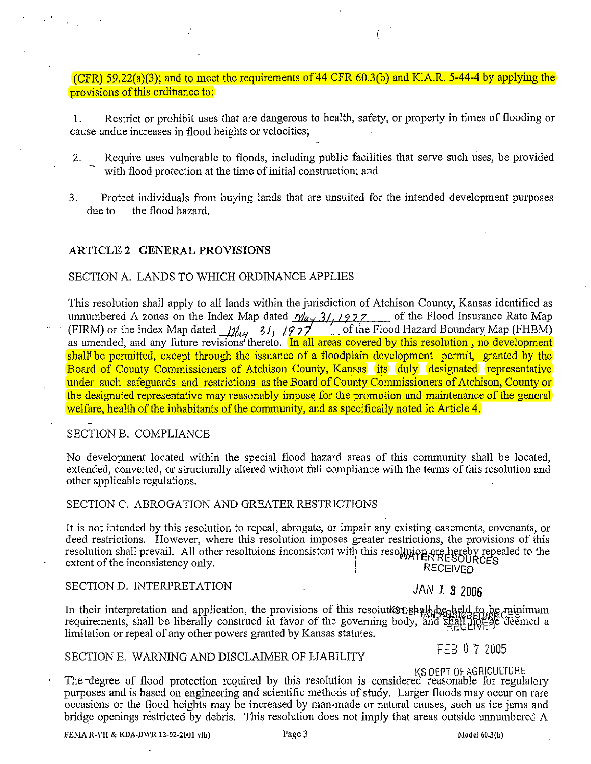(CFR) 59.22(a)(3); and to meet the requirements of 44 CFR 60.3(b) and K.A.R. 5-44-4 by applying the provisions of this ordinance to:

1. Restrict or prohibit uses that are dangerous to health, safety, or property in times of flooding or cause undue increases in flood heights or velocities;

2. Require uses vulnerable to floods, including public facilities that serve such uses, be provided with flood protection at the time of initial construction; and

3. Protect individuals from buying lands that are unsuited for the intended development purposes due to the flood hazard.

## ARTICLE 2 GENERAL PROVISIONS

### SECTION A. LANDS TO WHICH ORDINANCE APPLIES

This resolution shall apply to all lands within the jurisdiction of Atchison County, Kansas identified as unnumbered A zones on the Index Map dated May 31, 1977 of the Flood Insurance Rate Map (FIRM) or the Index Map dated May 31, 1977 of the Flood Hazard Boundary Map (FHBM) as amended, and any future revisions thereto. In all areas covered by this resolution, no development shall be permitted, except through the issuance of a floodplain development permit, granted by the Board of County Commissioners of Atchison County, Kansas its duly designated representative under such safeguards and restrictions as the Board of County Commissioners of Atchison, County or the designated representative may reasonably impose for the promotion and maintenance of the general welfare, health of the inhabitants of the community, and as specifically noted in Article 4.

### SECTION B. COMPLIANCE

No development located within the special flood hazard areas of this community shall be located, extended, converted, or structurally altered without full compliance with the terms of this resolution and other applicable regulations.

### SECTION C. ABROGATION AND GREATER RESTRICTIONS

It is not intended by this resolution to repeal, abrogate, or impair any existing easements, covenants, or deed restrictions. However, where this resolution imposes greater restrictions, the provisions of this resolution shall prevail. All other resoltuions inconsistent with this resolution are hereby repealed to the extent of the inconsistency only.

WATER RESOURCES RECEIVED JAN 13 2006

### SECTION D. INTERPRETATION

In their interpretation and application, the provisions of this resolution shall be held to be minimum requirements, shall be liberally construed in favor of the governing body, and shall not be deemed a limitation or repeal of any other powers granted by Kansas statutes.

RECEIVED FEB 07 2005 KS DEPT OF AGRICULTURE

### SECTION E. WARNING AND DISCLAIMER OF LIABILITY

The degree of flood protection required by this resolution is considered reasonable for regulatory purposes and is based on engineering and scientific methods of study. Larger floods may occur on rare occasions or the flood heights may be increased by man-made or natural causes, such as ice jams and bridge openings restricted by debris. This resolution does not imply that areas outside unnumbered A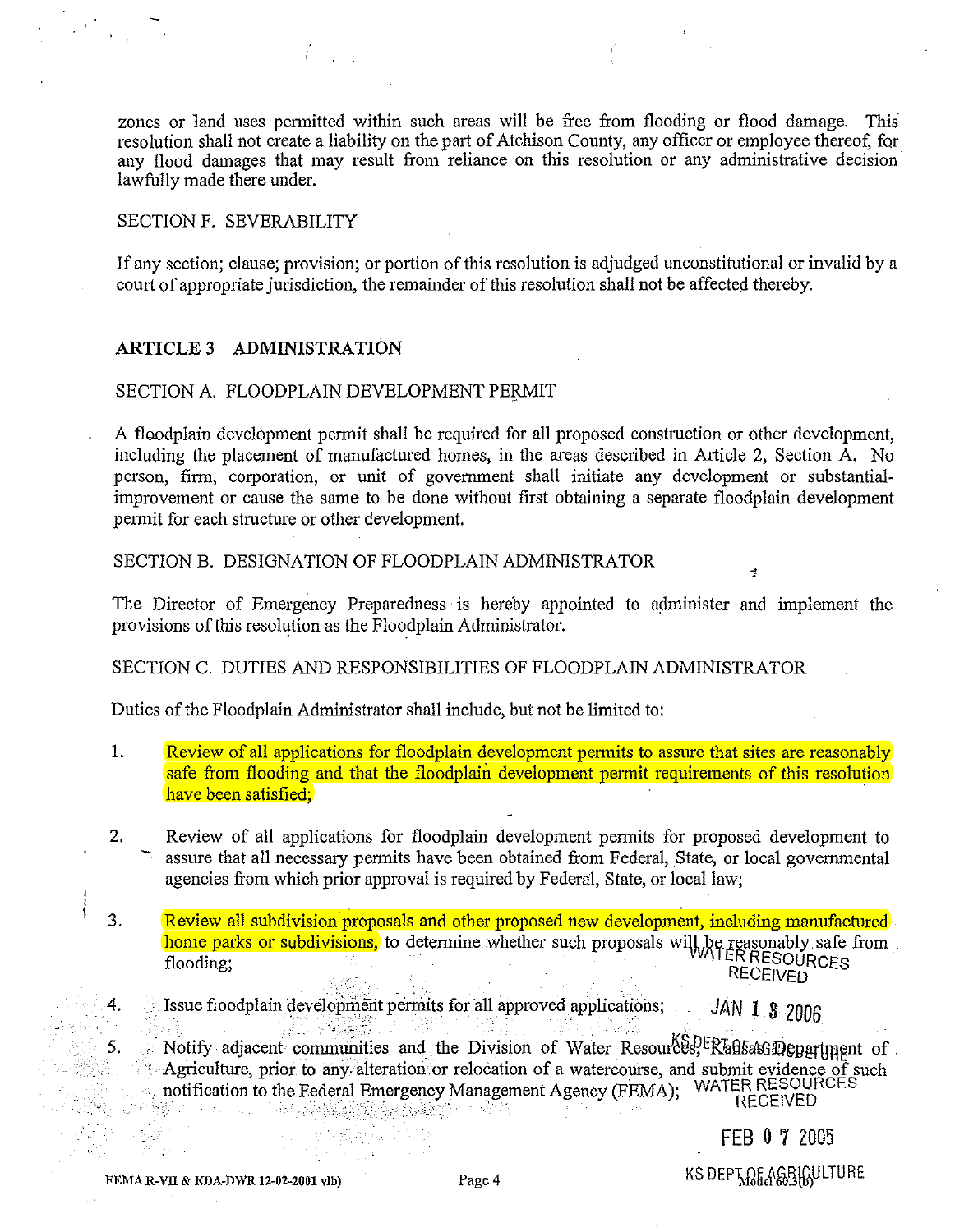zones or land uses permitted within such areas will be free from flooding or flood damage. This resolution shall not create a liability on the part of Atchison County, any officer or employee thereof, for any flood damages that may result from reliance on this resolution or any administrative decision lawfully made there under.

SECTION F. SEVERABILITY

If any section; clause; provision; or portion of this resolution is adjudged unconstitutional or invalid by a court of appropriate jurisdiction, the remainder of this resolution shall not be affected thereby.

## ARTICLE 3 ADMINISTRATION

SECTION A. FLOODPLAIN DEVELOPMENT PERMIT

A floodplain development permit shall be required for all proposed construction or other development, including the placement of manufactured homes, in the areas described in Article 2, Section A. No person, firm, corporation, or unit of government shall initiate any development or substantial-improvement or cause the same to be done without first obtaining a separate floodplain development permit for each structure or other development.

SECTION B. DESIGNATION OF FLOODPLAIN ADMINISTRATOR

The Director of Emergency Preparedness is hereby appointed to administer and implement the provisions of this resolution as the Floodplain Administrator.

SECTION C. DUTIES AND RESPONSIBILITIES OF FLOODPLAIN ADMINISTRATOR

Duties of the Floodplain Administrator shall include, but not be limited to:

1. Review of all applications for floodplain development permits to assure that sites are reasonably safe from flooding and that the floodplain development permit requirements of this resolution have been satisfied;

2. Review of all applications for floodplain development permits for proposed development to assure that all necessary permits have been obtained from Federal, State, or local governmental agencies from which prior approval is required by Federal, State, or local law;

3. Review all subdivision proposals and other proposed new development, including manufactured home parks or subdivisions, to determine whether such proposals will be reasonably safe from flooding;

4. Issue floodplain development permits for all approved applications;

5. Notify adjacent communities and the Division of Water Resources, Kansas Department of Agriculture, prior to any alteration or relocation of a watercourse, and submit evidence of such notification to the Federal Emergency Management Agency (FEMA);

WATER RESOURCES RECEIVED JAN 1 8 2006 KS DEPT OF AGRICULTURE

WATER RESOURCES RECEIVED FEB 0 7 2005 KS DEPT OF AGRICULTURE

FEMA R-VII & KDA-DWR 12-02-2001 vlb) Model 60.3(b)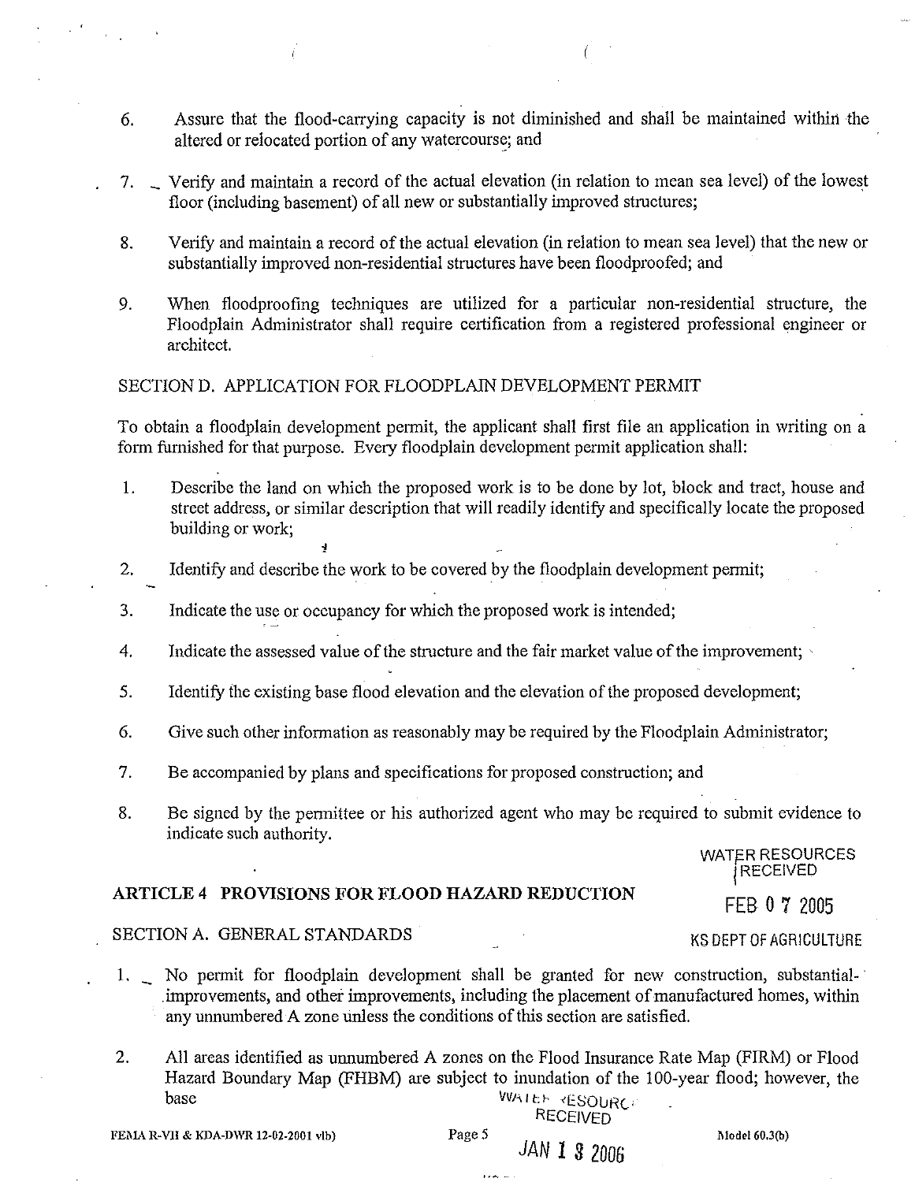6. Assure that the flood-carrying capacity is not diminished and shall be maintained within the altered or relocated portion of any watercourse; and

7. Verify and maintain a record of the actual elevation (in relation to mean sea level) of the lowest floor (including basement) of all new or substantially improved structures;

8. Verify and maintain a record of the actual elevation (in relation to mean sea level) that the new or substantially improved non-residential structures have been floodproofed; and

9. When floodproofing techniques are utilized for a particular non-residential structure, the Floodplain Administrator shall require certification from a registered professional engineer or architect.

SECTION D. APPLICATION FOR FLOODPLAIN DEVELOPMENT PERMIT

To obtain a floodplain development permit, the applicant shall first file an application in writing on a form furnished for that purpose. Every floodplain development permit application shall:

1. Describe the land on which the proposed work is to be done by lot, block and tract, house and street address, or similar description that will readily identify and specifically locate the proposed building or work;

2. Identify and describe the work to be covered by the floodplain development permit;

3. Indicate the use or occupancy for which the proposed work is intended;

4. Indicate the assessed value of the structure and the fair market value of the improvement;

5. Identify the existing base flood elevation and the elevation of the proposed development;

6. Give such other information as reasonably may be required by the Floodplain Administrator;

7. Be accompanied by plans and specifications for proposed construction; and

8. Be signed by the permittee or his authorized agent who may be required to submit evidence to indicate such authority.

WATER RESOURCES RECEIVED FEB 07 2005 KS DEPT OF AGRICULTURE

## ARTICLE 4 PROVISIONS FOR FLOOD HAZARD REDUCTION

SECTION A. GENERAL STANDARDS

1. No permit for floodplain development shall be granted for new construction, substantial-improvements, and other improvements, including the placement of manufactured homes, within any unnumbered A zone unless the conditions of this section are satisfied.

2. All areas identified as unnumbered A zones on the Flood Insurance Rate Map (FIRM) or Flood Hazard Boundary Map (FHBM) are subject to inundation of the 100-year flood; however, the base

WATER RESOURCES RECEIVED JAN 13 2006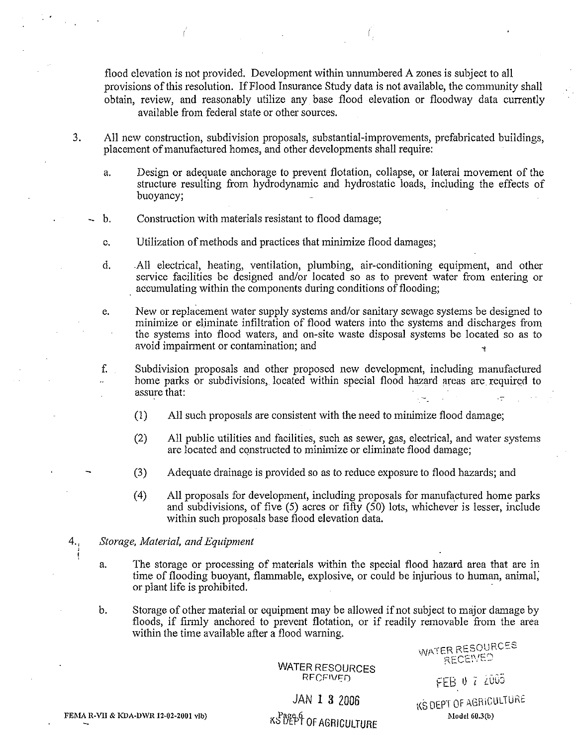flood elevation is not provided. Development within unnumbered A zones is subject to all provisions of this resolution. If Flood Insurance Study data is not available, the community shall obtain, review, and reasonably utilize any base flood elevation or floodway data currently available from federal state or other sources.

3. All new construction, subdivision proposals, substantial-improvements, prefabricated buildings, placement of manufactured homes, and other developments shall require:

   a. Design or adequate anchorage to prevent flotation, collapse, or lateral movement of the structure resulting from hydrodynamic and hydrostatic loads, including the effects of buoyancy;

   b. Construction with materials resistant to flood damage;

   c. Utilization of methods and practices that minimize flood damages;

   d. All electrical, heating, ventilation, plumbing, air-conditioning equipment, and other service facilities be designed and/or located so as to prevent water from entering or accumulating within the components during conditions of flooding;

   e. New or replacement water supply systems and/or sanitary sewage systems be designed to minimize or eliminate infiltration of flood waters into the systems and discharges from the systems into flood waters, and on-site waste disposal systems be located so as to avoid impairment or contamination; and

   f. Subdivision proposals and other proposed new development, including manufactured home parks or subdivisions, located within special flood hazard areas are required to assure that:

      (1) All such proposals are consistent with the need to minimize flood damage;

      (2) All public utilities and facilities, such as sewer, gas, electrical, and water systems are located and constructed to minimize or eliminate flood damage;

      (3) Adequate drainage is provided so as to reduce exposure to flood hazards; and

      (4) All proposals for development, including proposals for manufactured home parks and subdivisions, of five (5) acres or fifty (50) lots, whichever is lesser, include within such proposals base flood elevation data.

4. *Storage, Material, and Equipment*

   a. The storage or processing of materials within the special flood hazard area that are in time of flooding buoyant, flammable, explosive, or could be injurious to human, animal, or plant life is prohibited.

   b. Storage of other material or equipment may be allowed if not subject to major damage by floods, if firmly anchored to prevent flotation, or if readily removable from the area within the time available after a flood warning.

WATER RESOURCES RECEIVED JAN 13 2006 KS DEPT OF AGRICULTURE

WATER RESOURCES RECEIVED FEB 07 2006 KS DEPT OF AGRICULTURE

FEMA R-VII & KDA-DWR 12-02-2001 vlb) Model 60.3(b)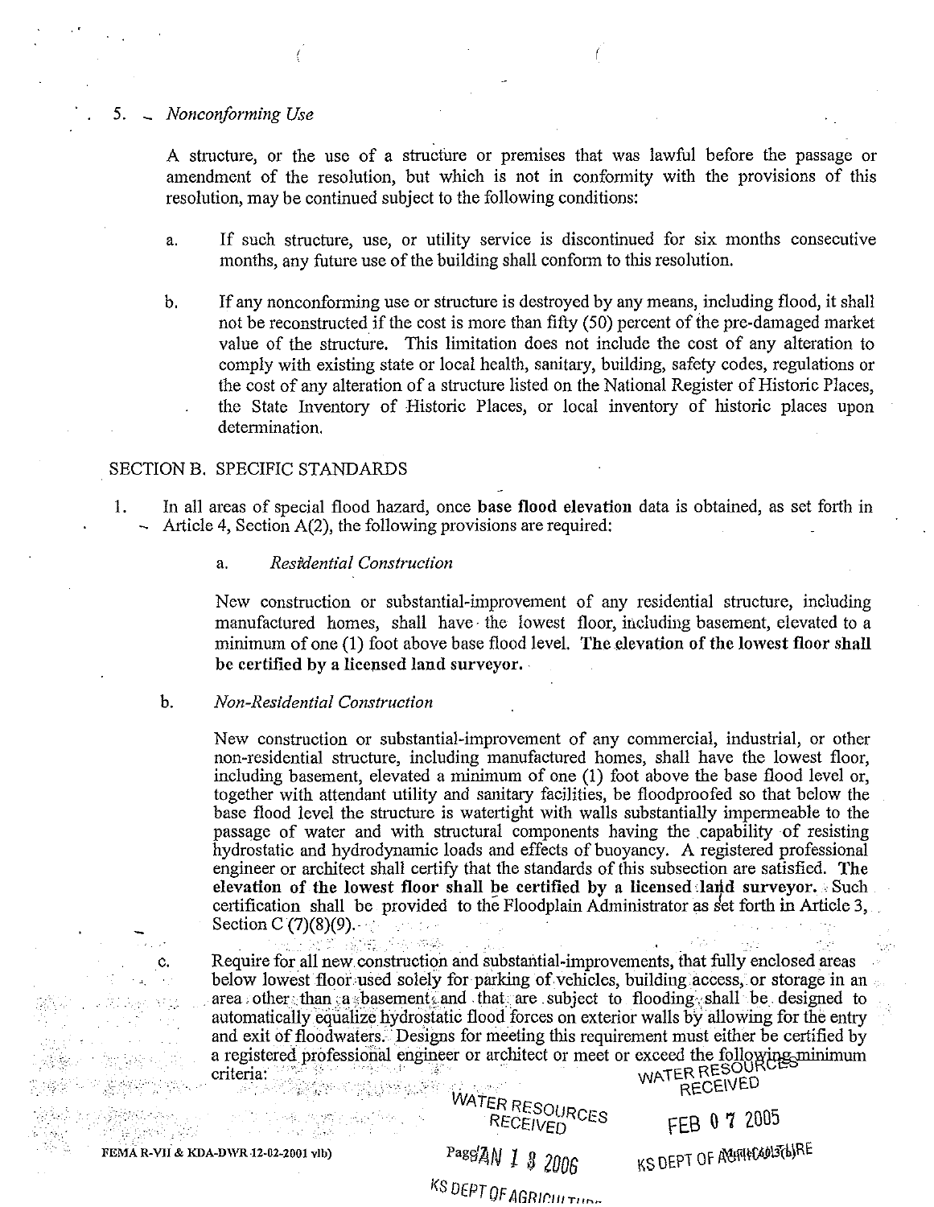5. *Nonconforming Use*

A structure, or the use of a structure or premises that was lawful before the passage or amendment of the resolution, but which is not in conformity with the provisions of this resolution, may be continued subject to the following conditions:

a. If such structure, use, or utility service is discontinued for six months consecutive months, any future use of the building shall conform to this resolution.

b. If any nonconforming use or structure is destroyed by any means, including flood, it shall not be reconstructed if the cost is more than fifty (50) percent of the pre-damaged market value of the structure. This limitation does not include the cost of any alteration to comply with existing state or local health, sanitary, building, safety codes, regulations or the cost of any alteration of a structure listed on the National Register of Historic Places, the State Inventory of Historic Places, or local inventory of historic places upon determination.

SECTION B. SPECIFIC STANDARDS

1. In all areas of special flood hazard, once **base flood elevation** data is obtained, as set forth in Article 4, Section A(2), the following provisions are required:

a. *Residential Construction*

New construction or substantial-improvement of any residential structure, including manufactured homes, shall have the lowest floor, including basement, elevated to a minimum of one (1) foot above base flood level. **The elevation of the lowest floor shall be certified by a licensed land surveyor.**

b. *Non-Residential Construction*

New construction or substantial-improvement of any commercial, industrial, or other non-residential structure, including manufactured homes, shall have the lowest floor, including basement, elevated a minimum of one (1) foot above the base flood level or, together with attendant utility and sanitary facilities, be floodproofed so that below the base flood level the structure is watertight with walls substantially impermeable to the passage of water and with structural components having the capability of resisting hydrostatic and hydrodynamic loads and effects of buoyancy. A registered professional engineer or architect shall certify that the standards of this subsection are satisfied. **The elevation of the lowest floor shall be certified by a licensed land surveyor.** Such certification shall be provided to the Floodplain Administrator as set forth in Article 3, Section C (7)(8)(9).

c. Require for all new construction and substantial-improvements, that fully enclosed areas below lowest floor used solely for parking of vehicles, building access, or storage in an area other than a basement and that are subject to flooding shall be designed to automatically equalize hydrostatic flood forces on exterior walls by allowing for the entry and exit of floodwaters. Designs for meeting this requirement must either be certified by a registered professional engineer or architect or meet or exceed the following minimum criteria:

WATER RESOURCES RECEIVED JAN 1 8 2006 KS DEPT OF AGRICULTURE

WATER RESOURCES RECEIVED FEB 0 7 2005 KS DEPT OF AGRICULTURE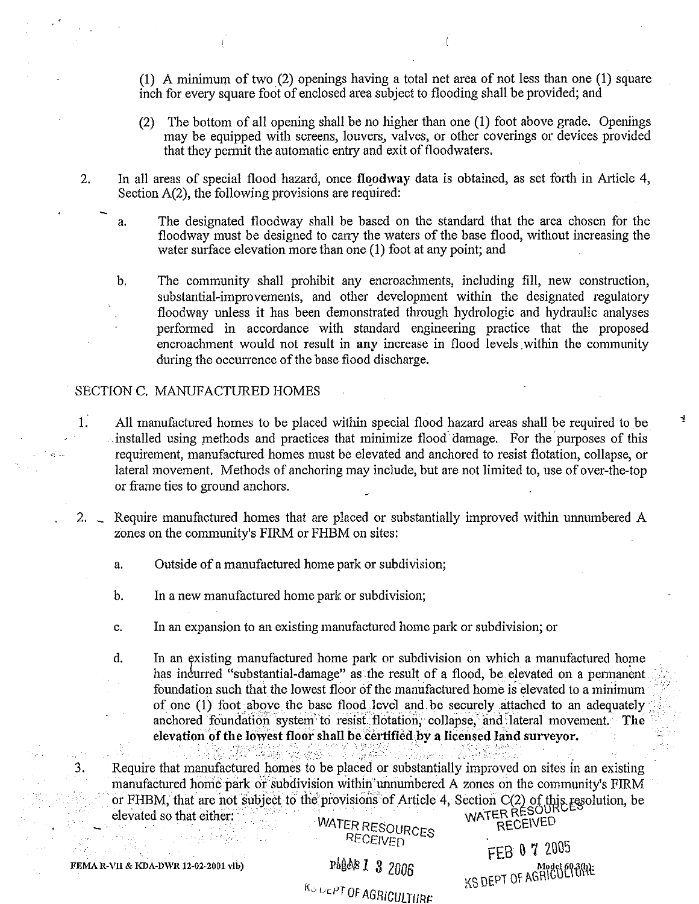(1) A minimum of two (2) openings having a total net area of not less than one (1) square inch for every square foot of enclosed area subject to flooding shall be provided; and

(2) The bottom of all opening shall be no higher than one (1) foot above grade. Openings may be equipped with screens, louvers, valves, or other coverings or devices provided that they permit the automatic entry and exit of floodwaters.

2. In all areas of special flood hazard, once **floodway** data is obtained, as set forth in Article 4, Section A(2), the following provisions are required:

   a. The designated floodway shall be based on the standard that the area chosen for the floodway must be designed to carry the waters of the base flood, without increasing the water surface elevation more than one (1) foot at any point; and

   b. The community shall prohibit any encroachments, including fill, new construction, substantial-improvements, and other development within the designated regulatory floodway unless it has been demonstrated through hydrologic and hydraulic analyses performed in accordance with standard engineering practice that the proposed encroachment would not result in **any** increase in flood levels within the community during the occurrence of the base flood discharge.

SECTION C. MANUFACTURED HOMES

1. All manufactured homes to be placed within special flood hazard areas shall be required to be installed using methods and practices that minimize flood damage. For the purposes of this requirement, manufactured homes must be elevated and anchored to resist flotation, collapse, or lateral movement. Methods of anchoring may include, but are not limited to, use of over-the-top or frame ties to ground anchors.

2. Require manufactured homes that are placed or substantially improved within unnumbered A zones on the community's FIRM or FHBM on sites:

   a. Outside of a manufactured home park or subdivision;

   b. In a new manufactured home park or subdivision;

   c. In an expansion to an existing manufactured home park or subdivision; or

   d. In an existing manufactured home park or subdivision on which a manufactured home has incurred "substantial-damage" as the result of a flood, be elevated on a permanent foundation such that the lowest floor of the manufactured home is elevated to a minimum of one (1) foot above the base flood level and be securely attached to an adequately anchored foundation system to resist flotation, collapse, and lateral movement. **The elevation of the lowest floor shall be certified by a licensed land surveyor.**

3. Require that manufactured homes to be placed or substantially improved on sites in an existing manufactured home park or subdivision within unnumbered A zones on the community's FIRM or FHBM, that are not subject to the provisions of Article 4, Section C(2) of this resolution, be elevated so that either:

WATER RESOURCES RECEIVED JAN 1 3 2006 KS DEPT OF AGRICULTURE

WATER RESOURCES RECEIVED FEB 0 7 2005 KS DEPT OF AGRICULTURE

FEMA R-VII & KDA-DWR 12-02-2001 vlb)

Model 60.3(b)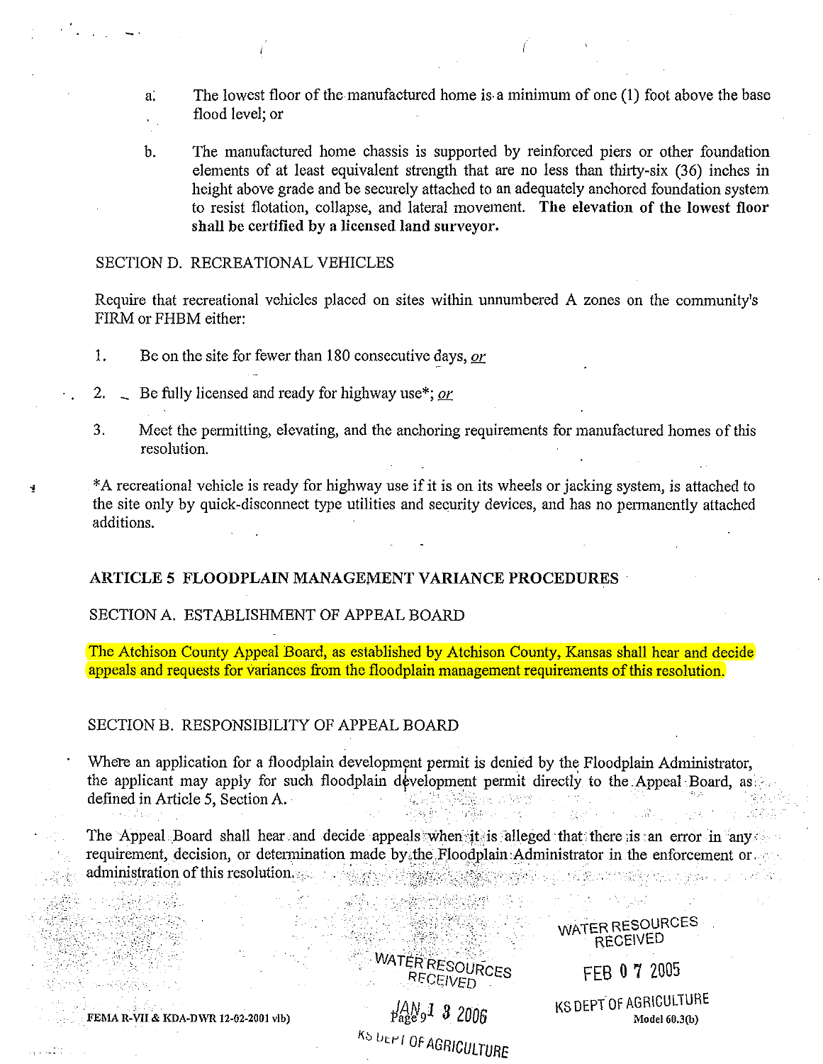a. The lowest floor of the manufactured home is a minimum of one (1) foot above the base flood level; or

b. The manufactured home chassis is supported by reinforced piers or other foundation elements of at least equivalent strength that are no less than thirty-six (36) inches in height above grade and be securely attached to an adequately anchored foundation system to resist flotation, collapse, and lateral movement. **The elevation of the lowest floor shall be certified by a licensed land surveyor.**

SECTION D. RECREATIONAL VEHICLES

Require that recreational vehicles placed on sites within unnumbered A zones on the community's FIRM or FHBM either:

1. Be on the site for fewer than 180 consecutive days, *or*

2. Be fully licensed and ready for highway use*; *or*

3. Meet the permitting, elevating, and the anchoring requirements for manufactured homes of this resolution.

*A recreational vehicle is ready for highway use if it is on its wheels or jacking system, is attached to the site only by quick-disconnect type utilities and security devices, and has no permanently attached additions.

## ARTICLE 5 FLOODPLAIN MANAGEMENT VARIANCE PROCEDURES

SECTION A. ESTABLISHMENT OF APPEAL BOARD

The Atchison County Appeal Board, as established by Atchison County, Kansas shall hear and decide appeals and requests for variances from the floodplain management requirements of this resolution.

SECTION B. RESPONSIBILITY OF APPEAL BOARD

Where an application for a floodplain development permit is denied by the Floodplain Administrator, the applicant may apply for such floodplain development permit directly to the Appeal Board, as defined in Article 5, Section A.

The Appeal Board shall hear and decide appeals when it is alleged that there is an error in any requirement, decision, or determination made by the Floodplain Administrator in the enforcement or administration of this resolution.

WATER RESOURCES RECEIVED FEB 0 7 2005 KS DEPT OF AGRICULTURE

WATER RESOURCES RECEIVED JAN 1 3 2006 KS DEPT OF AGRICULTURE

FEMA R-VII & KDA-DWR 12-02-2001 vlb) Model 60.3(b)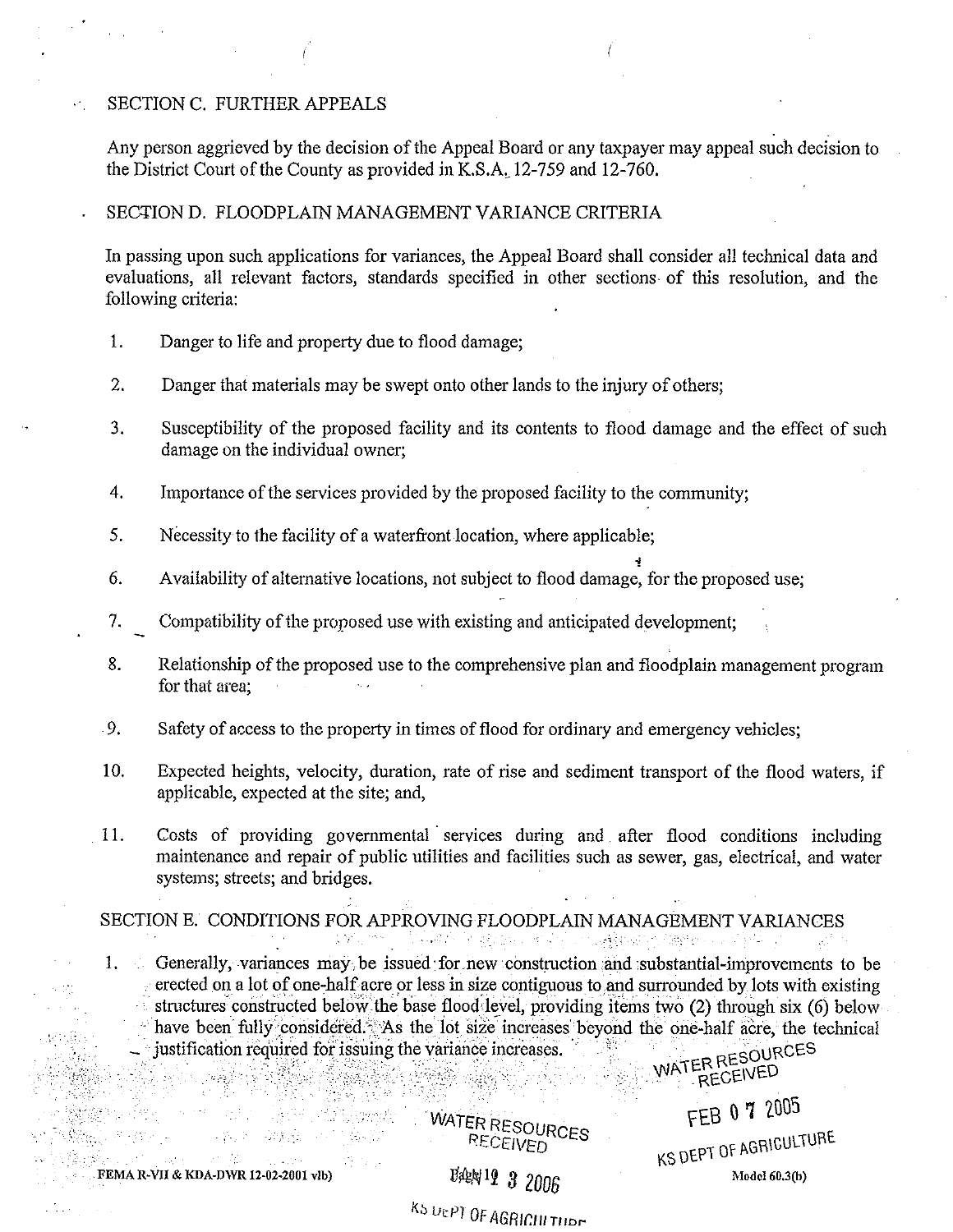## SECTION C. FURTHER APPEALS

Any person aggrieved by the decision of the Appeal Board or any taxpayer may appeal such decision to the District Court of the County as provided in K.S.A. 12-759 and 12-760.

## SECTION D. FLOODPLAIN MANAGEMENT VARIANCE CRITERIA

In passing upon such applications for variances, the Appeal Board shall consider all technical data and evaluations, all relevant factors, standards specified in other sections of this resolution, and the following criteria:

1. Danger to life and property due to flood damage;
2. Danger that materials may be swept onto other lands to the injury of others;
3. Susceptibility of the proposed facility and its contents to flood damage and the effect of such damage on the individual owner;
4. Importance of the services provided by the proposed facility to the community;
5. Necessity to the facility of a waterfront location, where applicable;
6. Availability of alternative locations, not subject to flood damage, for the proposed use;
7. Compatibility of the proposed use with existing and anticipated development;
8. Relationship of the proposed use to the comprehensive plan and floodplain management program for that area;
9. Safety of access to the property in times of flood for ordinary and emergency vehicles;
10. Expected heights, velocity, duration, rate of rise and sediment transport of the flood waters, if applicable, expected at the site; and,
11. Costs of providing governmental services during and after flood conditions including maintenance and repair of public utilities and facilities such as sewer, gas, electrical, and water systems; streets; and bridges.

## SECTION E. CONDITIONS FOR APPROVING FLOODPLAIN MANAGEMENT VARIANCES

1. Generally, variances may be issued for new construction and substantial-improvements to be erected on a lot of one-half acre or less in size contiguous to and surrounded by lots with existing structures constructed below the base flood level, providing items two (2) through six (6) below have been fully considered. As the lot size increases beyond the one-half acre, the technical justification required for issuing the variance increases.

WATER RESOURCES RECEIVED FEB 07 2005 KS DEPT OF AGRICULTURE

WATER RESOURCES RECEIVED JAN 19 2006 KS DEPT OF AGRICULTURE

FEMA R-VII & KDA-DWR 12-02-2001 vlb) Model 60.3(b)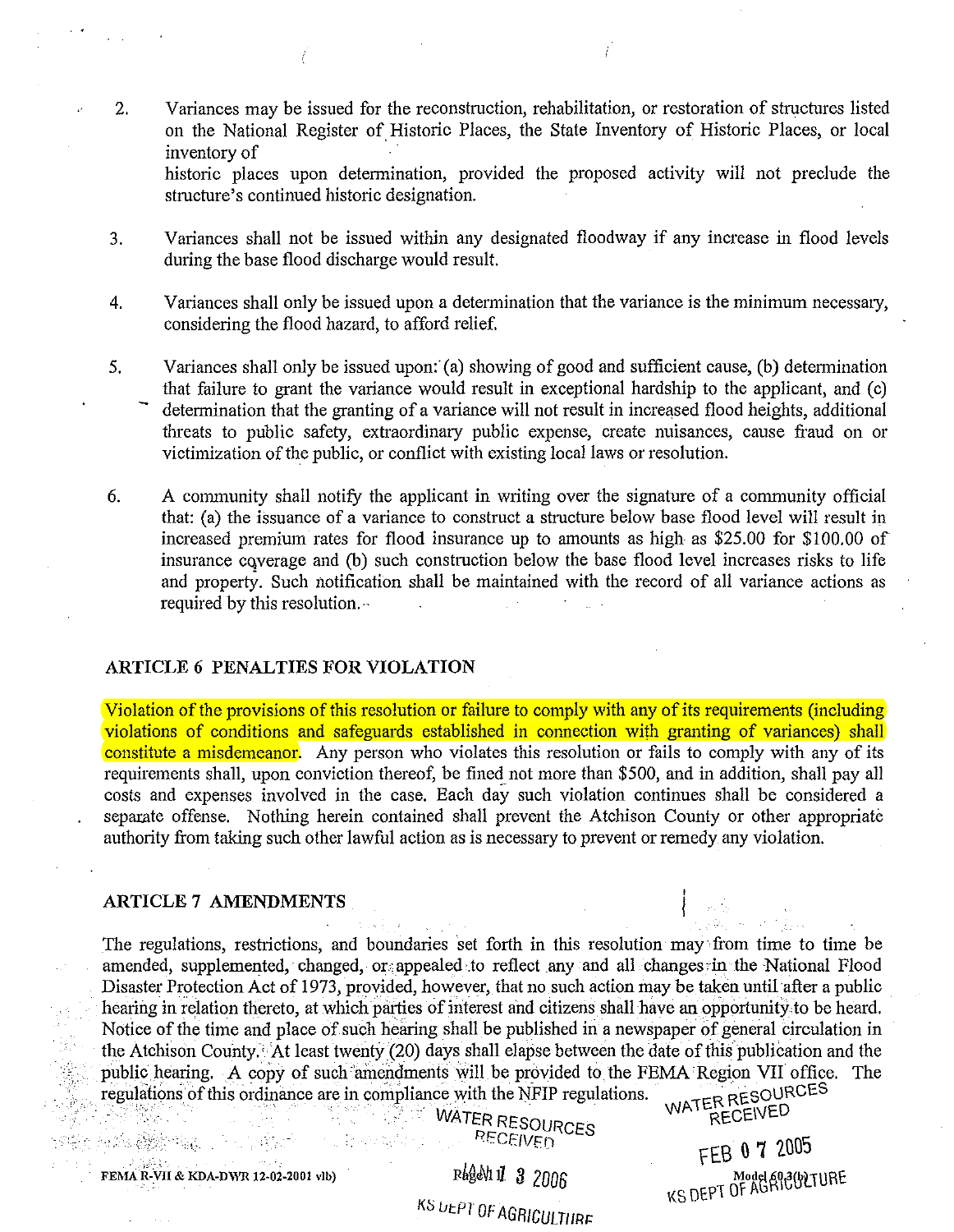2. Variances may be issued for the reconstruction, rehabilitation, or restoration of structures listed on the National Register of Historic Places, the State Inventory of Historic Places, or local inventory of
historic places upon determination, provided the proposed activity will not preclude the structure's continued historic designation.

3. Variances shall not be issued within any designated floodway if any increase in flood levels during the base flood discharge would result.

4. Variances shall only be issued upon a determination that the variance is the minimum necessary, considering the flood hazard, to afford relief.

5. Variances shall only be issued upon: (a) showing of good and sufficient cause, (b) determination that failure to grant the variance would result in exceptional hardship to the applicant, and (c) determination that the granting of a variance will not result in increased flood heights, additional threats to public safety, extraordinary public expense, create nuisances, cause fraud on or victimization of the public, or conflict with existing local laws or resolution.

6. A community shall notify the applicant in writing over the signature of a community official that: (a) the issuance of a variance to construct a structure below base flood level will result in increased premium rates for flood insurance up to amounts as high as $25.00 for $100.00 of insurance coverage and (b) such construction below the base flood level increases risks to life and property. Such notification shall be maintained with the record of all variance actions as required by this resolution.

## ARTICLE 6 PENALTIES FOR VIOLATION

Violation of the provisions of this resolution or failure to comply with any of its requirements (including violations of conditions and safeguards established in connection with granting of variances) shall constitute a misdemeanor. Any person who violates this resolution or fails to comply with any of its requirements shall, upon conviction thereof, be fined not more than $500, and in addition, shall pay all costs and expenses involved in the case. Each day such violation continues shall be considered a separate offense. Nothing herein contained shall prevent the Atchison County or other appropriate authority from taking such other lawful action as is necessary to prevent or remedy any violation.

## ARTICLE 7 AMENDMENTS

The regulations, restrictions, and boundaries set forth in this resolution may from time to time be amended, supplemented, changed, or appealed to reflect any and all changes in the National Flood Disaster Protection Act of 1973, provided, however, that no such action may be taken until after a public hearing in relation thereto, at which parties of interest and citizens shall have an opportunity to be heard. Notice of the time and place of such hearing shall be published in a newspaper of general circulation in the Atchison County. At least twenty (20) days shall elapse between the date of this publication and the public hearing. A copy of such amendments will be provided to the FEMA Region VII office. The regulations of this ordinance are in compliance with the NFIP regulations.

WATER RESOURCES RECEIVED JAN 13 2006 KS DEPT OF AGRICULTURE

WATER RESOURCES RECEIVED FEB 07 2005 KS DEPT OF AGRICULTURE

FEMA R-VII & KDA-DWR 12-02-2001 vlb) Model 60.3(b)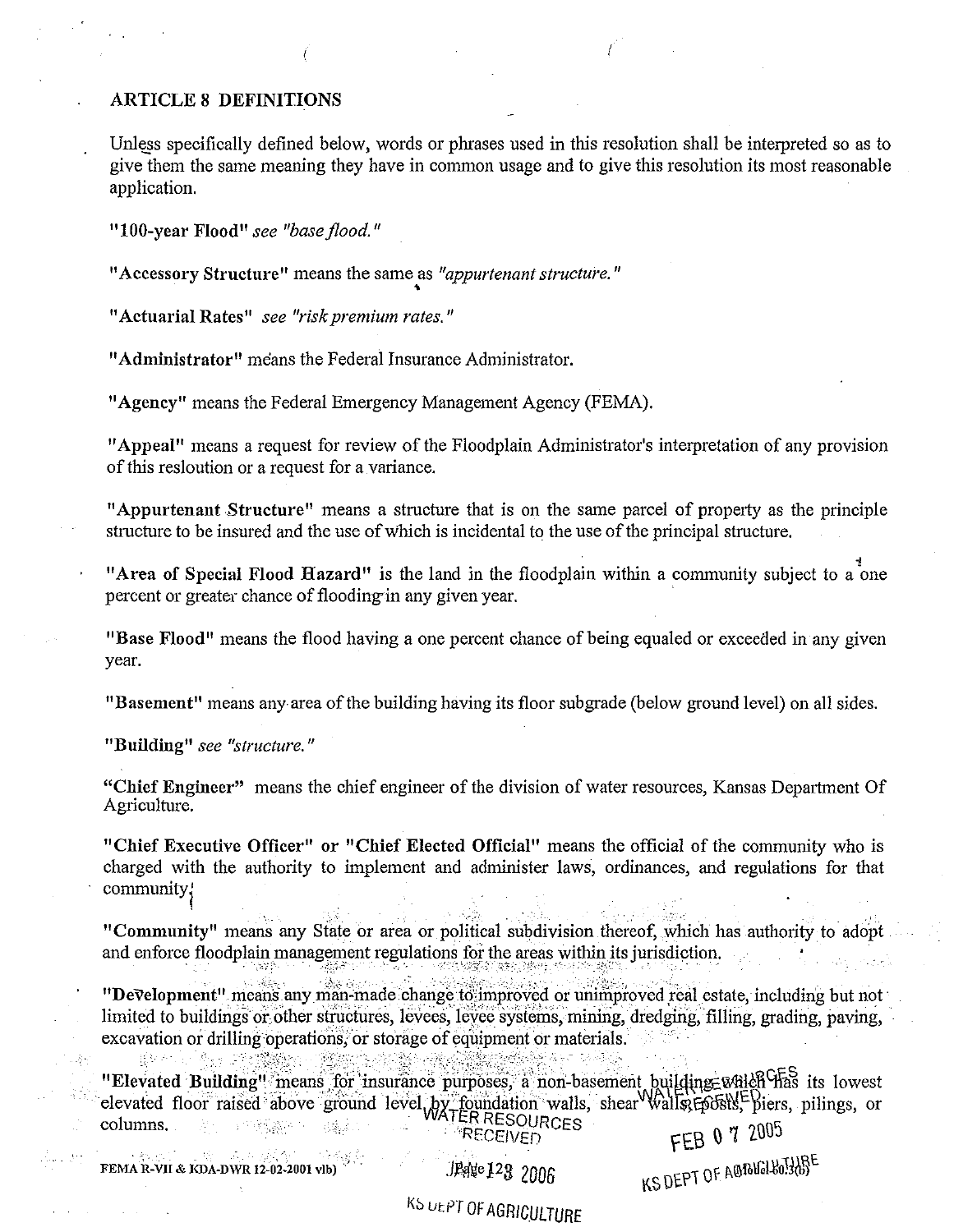## ARTICLE 8 DEFINITIONS

Unless specifically defined below, words or phrases used in this resolution shall be interpreted so as to give them the same meaning they have in common usage and to give this resolution its most reasonable application.

**"100-year Flood"** *see "base flood."*

**"Accessory Structure"** means the same as *"appurtenant structure."*

**"Actuarial Rates"** *see "risk premium rates."*

**"Administrator"** means the Federal Insurance Administrator.

**"Agency"** means the Federal Emergency Management Agency (FEMA).

**"Appeal"** means a request for review of the Floodplain Administrator's interpretation of any provision of this resloution or a request for a variance.

**"Appurtenant Structure"** means a structure that is on the same parcel of property as the principle structure to be insured and the use of which is incidental to the use of the principal structure.

**"Area of Special Flood Hazard"** is the land in the floodplain within a community subject to a one percent or greater chance of flooding in any given year.

**"Base Flood"** means the flood having a one percent chance of being equaled or exceeded in any given year.

**"Basement"** means any area of the building having its floor subgrade (below ground level) on all sides.

**"Building"** *see "structure."*

**"Chief Engineer"** means the chief engineer of the division of water resources, Kansas Department Of Agriculture.

**"Chief Executive Officer" or "Chief Elected Official"** means the official of the community who is charged with the authority to implement and administer laws, ordinances, and regulations for that community.

**"Community"** means any State or area or political subdivision thereof, which has authority to adopt and enforce floodplain management regulations for the areas within its jurisdiction.

**"Development"** means any man-made change to improved or unimproved real estate, including but not limited to buildings or other structures, levees, levee systems, mining, dredging, filling, grading, paving, excavation or drilling operations, or storage of equipment or materials.

**"Elevated Building"** means for insurance purposes, a non-basement building which has its lowest elevated floor raised above ground level by foundation walls, shear walls, posts, piers, pilings, or columns.

FEMA R-VII & KDA-DWR 12-02-2001 vlb)

WATER RESOURCES RECEIVED FEB 07 2005 KS DEPT OF AGRICULTURE

JAN 23 2006 KS DEPT OF AGRICULTURE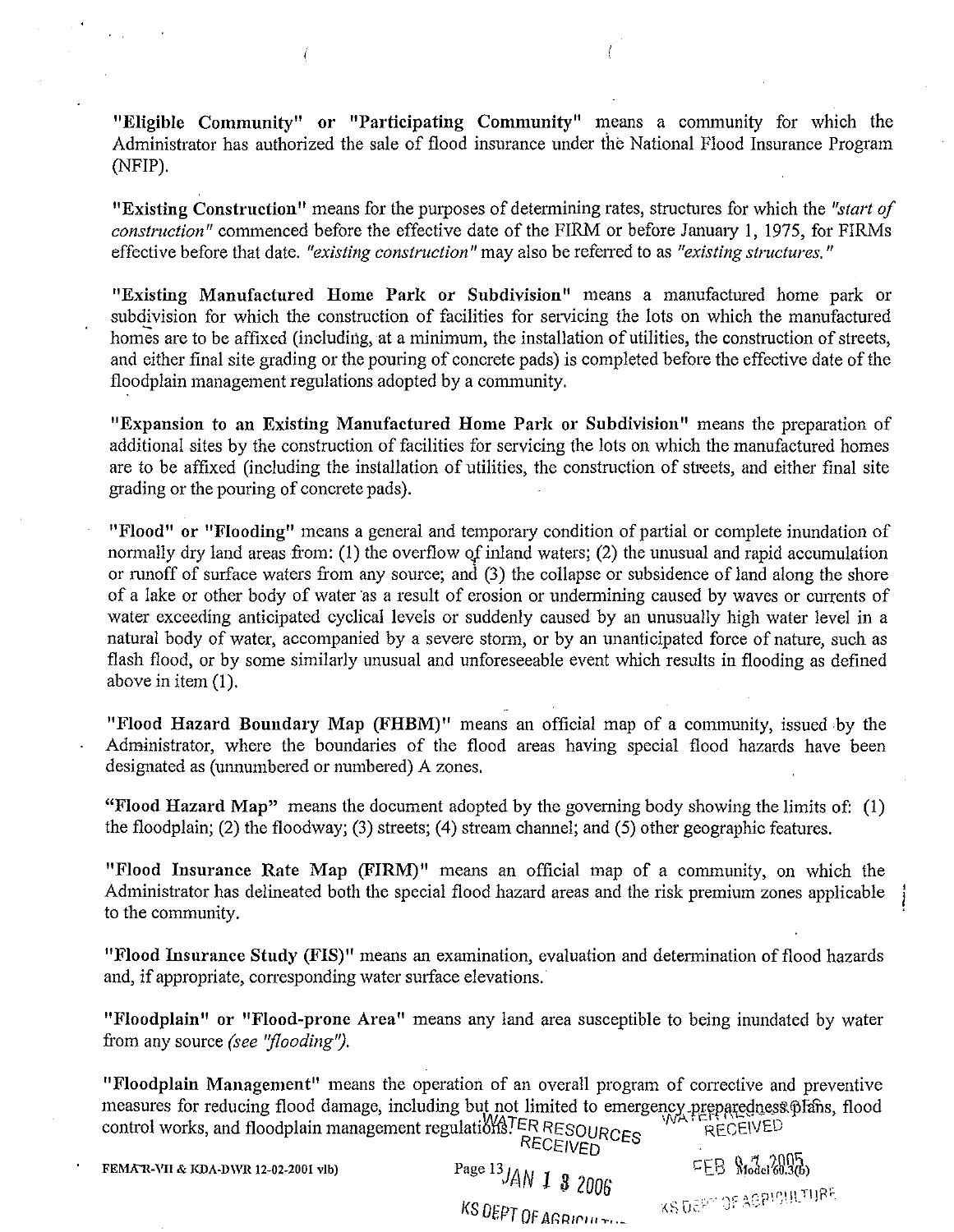"**Eligible Community" or "Participating Community"** means a community for which the Administrator has authorized the sale of flood insurance under the National Flood Insurance Program (NFIP).

"**Existing Construction**" means for the purposes of determining rates, structures for which the *"start of construction"* commenced before the effective date of the FIRM or before January 1, 1975, for FIRMs effective before that date. *"existing construction"* may also be referred to as *"existing structures."*

"**Existing Manufactured Home Park or Subdivision**" means a manufactured home park or subdivision for which the construction of facilities for servicing the lots on which the manufactured homes are to be affixed (including, at a minimum, the installation of utilities, the construction of streets, and either final site grading or the pouring of concrete pads) is completed before the effective date of the floodplain management regulations adopted by a community.

"**Expansion to an Existing Manufactured Home Park or Subdivision**" means the preparation of additional sites by the construction of facilities for servicing the lots on which the manufactured homes are to be affixed (including the installation of utilities, the construction of streets, and either final site grading or the pouring of concrete pads).

"**Flood" or "Flooding**" means a general and temporary condition of partial or complete inundation of normally dry land areas from: (1) the overflow of inland waters; (2) the unusual and rapid accumulation or runoff of surface waters from any source; and (3) the collapse or subsidence of land along the shore of a lake or other body of water as a result of erosion or undermining caused by waves or currents of water exceeding anticipated cyclical levels or suddenly caused by an unusually high water level in a natural body of water, accompanied by a severe storm, or by an unanticipated force of nature, such as flash flood, or by some similarly unusual and unforeseeable event which results in flooding as defined above in item (1).

"**Flood Hazard Boundary Map (FHBM)**" means an official map of a community, issued by the Administrator, where the boundaries of the flood areas having special flood hazards have been designated as (unnumbered or numbered) A zones.

"**Flood Hazard Map**" means the document adopted by the governing body showing the limits of: (1) the floodplain; (2) the floodway; (3) streets; (4) stream channel; and (5) other geographic features.

"**Flood Insurance Rate Map (FIRM)**" means an official map of a community, on which the Administrator has delineated both the special flood hazard areas and the risk premium zones applicable to the community.

"**Flood Insurance Study (FIS)**" means an examination, evaluation and determination of flood hazards and, if appropriate, corresponding water surface elevations.

"**Floodplain" or "Flood-prone Area**" means any land area susceptible to being inundated by water from any source *(see "flooding")*.

"**Floodplain Management**" means the operation of an overall program of corrective and preventive measures for reducing flood damage, including but not limited to emergency preparedness plans, flood control works, and floodplain management regulations.

FEMA R-VII & KDA-DWR 12-02-2001 vlb) Model 60.3(b)

WATER RESOURCES RECEIVED JAN 1 3 2006 KS DEPT OF AGRICULTURE

WATER RESOURCES RECEIVED FEB 0 7 2005 KS DEPT OF AGRICULTURE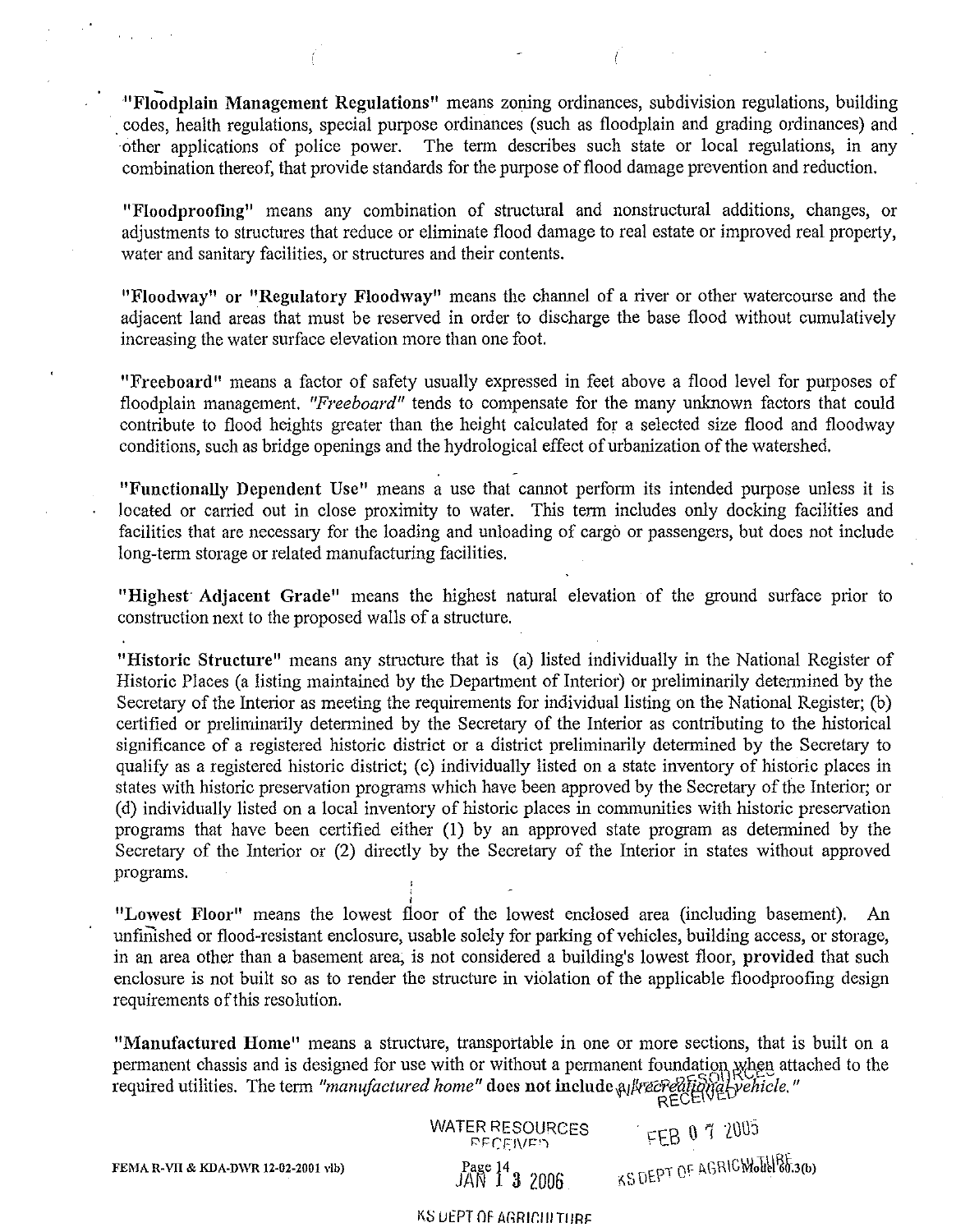"**Floodplain Management Regulations**" means zoning ordinances, subdivision regulations, building codes, health regulations, special purpose ordinances (such as floodplain and grading ordinances) and other applications of police power. The term describes such state or local regulations, in any combination thereof, that provide standards for the purpose of flood damage prevention and reduction.

"**Floodproofing**" means any combination of structural and nonstructural additions, changes, or adjustments to structures that reduce or eliminate flood damage to real estate or improved real property, water and sanitary facilities, or structures and their contents.

"**Floodway**" or "**Regulatory Floodway**" means the channel of a river or other watercourse and the adjacent land areas that must be reserved in order to discharge the base flood without cumulatively increasing the water surface elevation more than one foot.

"**Freeboard**" means a factor of safety usually expressed in feet above a flood level for purposes of floodplain management. *"Freeboard"* tends to compensate for the many unknown factors that could contribute to flood heights greater than the height calculated for a selected size flood and floodway conditions, such as bridge openings and the hydrological effect of urbanization of the watershed.

"**Functionally Dependent Use**" means a use that cannot perform its intended purpose unless it is located or carried out in close proximity to water. This term includes only docking facilities and facilities that are necessary for the loading and unloading of cargo or passengers, but does not include long-term storage or related manufacturing facilities.

"**Highest Adjacent Grade**" means the highest natural elevation of the ground surface prior to construction next to the proposed walls of a structure.

"**Historic Structure**" means any structure that is (a) listed individually in the National Register of Historic Places (a listing maintained by the Department of Interior) or preliminarily determined by the Secretary of the Interior as meeting the requirements for individual listing on the National Register; (b) certified or preliminarily determined by the Secretary of the Interior as contributing to the historical significance of a registered historic district or a district preliminarily determined by the Secretary to qualify as a registered historic district; (c) individually listed on a state inventory of historic places in states with historic preservation programs which have been approved by the Secretary of the Interior; or (d) individually listed on a local inventory of historic places in communities with historic preservation programs that have been certified either (1) by an approved state program as determined by the Secretary of the Interior or (2) directly by the Secretary of the Interior in states without approved programs.

"**Lowest Floor**" means the lowest floor of the lowest enclosed area (including basement). An unfinished or flood-resistant enclosure, usable solely for parking of vehicles, building access, or storage, in an area other than a basement area, is not considered a building's lowest floor, **provided** that such enclosure is not built so as to render the structure in violation of the applicable floodproofing design requirements of this resolution.

"**Manufactured Home**" means a structure, transportable in one or more sections, that is built on a permanent chassis and is designed for use with or without a permanent foundation when attached to the required utilities. The term *"manufactured home"* **does not include** a *"recreational vehicle."*

WATER RESOURCES RECEIVED JAN 1 3 2006 KS DEPT OF AGRICULTURE

WATER RESOURCES RECEIVED FEB 0 7 2005 KS DEPT OF AGRICULTURE

FEMA R-VII & KDA-DWR 12-02-2001 vib) Model 60.3(b)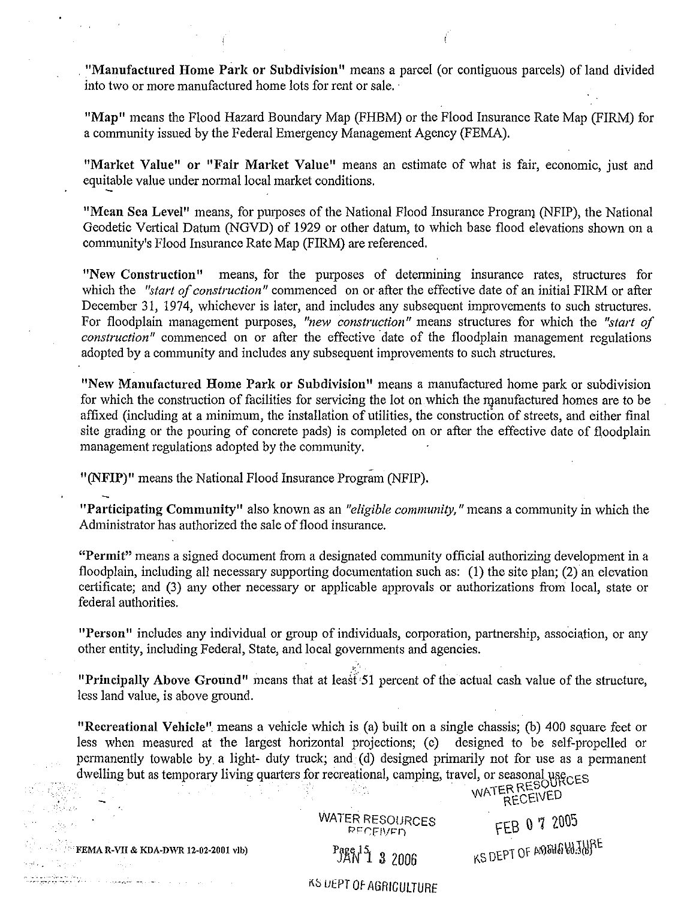"**Manufactured Home Park or Subdivision**" means a parcel (or contiguous parcels) of land divided into two or more manufactured home lots for rent or sale.

"**Map**" means the Flood Hazard Boundary Map (FHBM) or the Flood Insurance Rate Map (FIRM) for a community issued by the Federal Emergency Management Agency (FEMA).

"**Market Value**" or "**Fair Market Value**" means an estimate of what is fair, economic, just and equitable value under normal local market conditions.

"**Mean Sea Level**" means, for purposes of the National Flood Insurance Program (NFIP), the National Geodetic Vertical Datum (NGVD) of 1929 or other datum, to which base flood elevations shown on a community's Flood Insurance Rate Map (FIRM) are referenced.

"**New Construction**" means, for the purposes of determining insurance rates, structures for which the *"start of construction"* commenced on or after the effective date of an initial FIRM or after December 31, 1974, whichever is later, and includes any subsequent improvements to such structures. For floodplain management purposes, *"new construction"* means structures for which the *"start of construction"* commenced on or after the effective date of the floodplain management regulations adopted by a community and includes any subsequent improvements to such structures.

"**New Manufactured Home Park or Subdivision**" means a manufactured home park or subdivision for which the construction of facilities for servicing the lot on which the manufactured homes are to be affixed (including at a minimum, the installation of utilities, the construction of streets, and either final site grading or the pouring of concrete pads) is completed on or after the effective date of floodplain management regulations adopted by the community.

"**(NFIP)**" means the National Flood Insurance Program (NFIP).

"**Participating Community**" also known as an *"eligible community,"* means a community in which the Administrator has authorized the sale of flood insurance.

"**Permit**" means a signed document from a designated community official authorizing development in a floodplain, including all necessary supporting documentation such as: (1) the site plan; (2) an elevation certificate; and (3) any other necessary or applicable approvals or authorizations from local, state or federal authorities.

"**Person**" includes any individual or group of individuals, corporation, partnership, association, or any other entity, including Federal, State, and local governments and agencies.

"**Principally Above Ground**" means that at least 51 percent of the actual cash value of the structure, less land value, is above ground.

"**Recreational Vehicle**" means a vehicle which is (a) built on a single chassis; (b) 400 square feet or less when measured at the largest horizontal projections; (c) designed to be self-propelled or permanently towable by a light- duty truck; and (d) designed primarily not for use as a permanent dwelling but as temporary living quarters for recreational, camping, travel, or seasonal use.

WATER RESOURCES RECEIVED FEB 07 2005 KS DEPT OF AGRICULTURE

WATER RESOURCES RECEIVED JAN 13 2006 KS DEPT OF AGRICULTURE

FEMA R-VII & KDA-DWR 12-02-2001 vlb)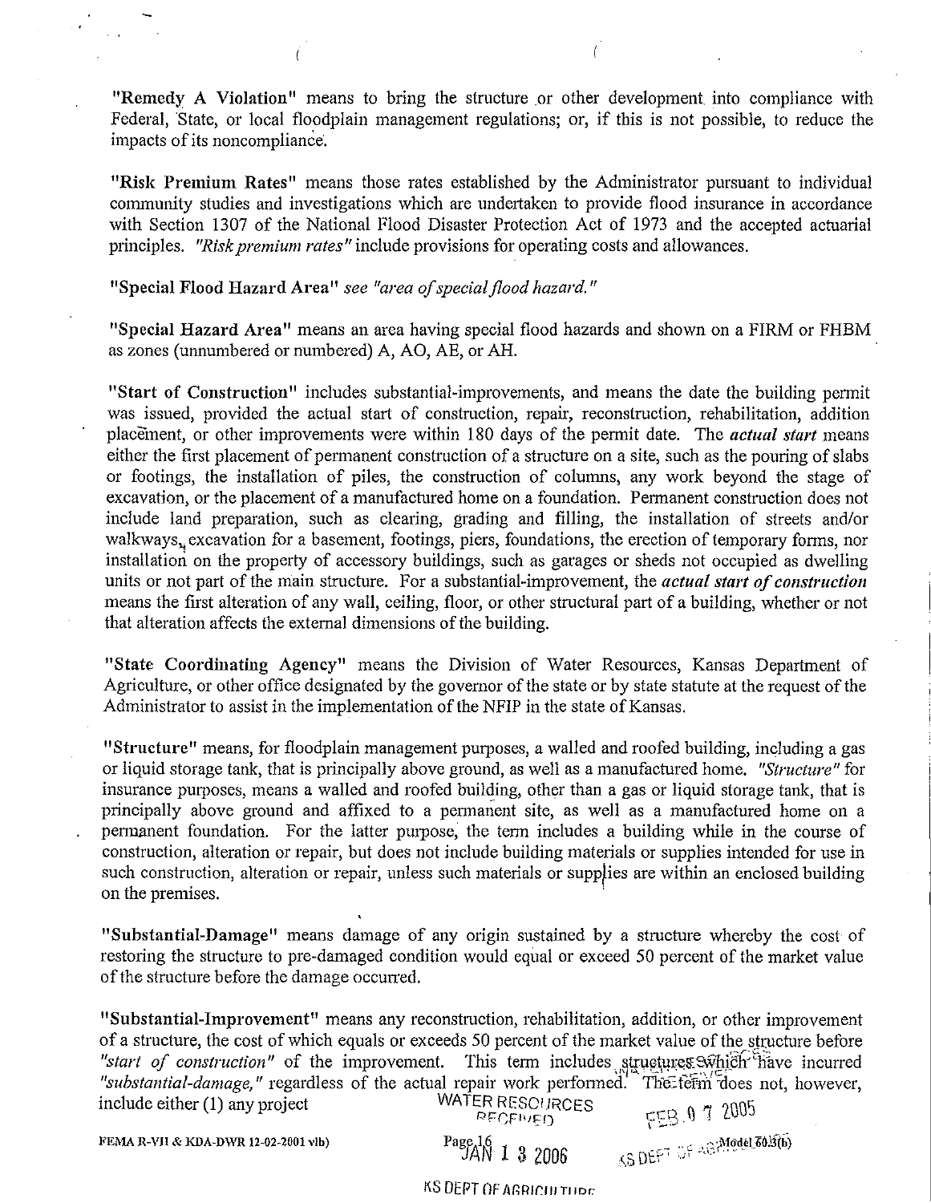**"Remedy A Violation"** means to bring the structure or other development into compliance with Federal, State, or local floodplain management regulations; or, if this is not possible, to reduce the impacts of its noncompliance.

**"Risk Premium Rates"** means those rates established by the Administrator pursuant to individual community studies and investigations which are undertaken to provide flood insurance in accordance with Section 1307 of the National Flood Disaster Protection Act of 1973 and the accepted actuarial principles. *"Risk premium rates"* include provisions for operating costs and allowances.

**"Special Flood Hazard Area"** *see "area of special flood hazard."*

**"Special Hazard Area"** means an area having special flood hazards and shown on a FIRM or FHBM as zones (unnumbered or numbered) A, AO, AE, or AH.

**"Start of Construction"** includes substantial-improvements, and means the date the building permit was issued, provided the actual start of construction, repair, reconstruction, rehabilitation, addition placement, or other improvements were within 180 days of the permit date. The ***actual start*** means either the first placement of permanent construction of a structure on a site, such as the pouring of slabs or footings, the installation of piles, the construction of columns, any work beyond the stage of excavation, or the placement of a manufactured home on a foundation. Permanent construction does not include land preparation, such as clearing, grading and filling, the installation of streets and/or walkways, excavation for a basement, footings, piers, foundations, the erection of temporary forms, nor installation on the property of accessory buildings, such as garages or sheds not occupied as dwelling units or not part of the main structure. For a substantial-improvement, the ***actual start of construction*** means the first alteration of any wall, ceiling, floor, or other structural part of a building, whether or not that alteration affects the external dimensions of the building.

**"State Coordinating Agency"** means the Division of Water Resources, Kansas Department of Agriculture, or other office designated by the governor of the state or by state statute at the request of the Administrator to assist in the implementation of the NFIP in the state of Kansas.

**"Structure"** means, for floodplain management purposes, a walled and roofed building, including a gas or liquid storage tank, that is principally above ground, as well as a manufactured home. *"Structure"* for insurance purposes, means a walled and roofed building, other than a gas or liquid storage tank, that is principally above ground and affixed to a permanent site, as well as a manufactured home on a permanent foundation. For the latter purpose, the term includes a building while in the course of construction, alteration or repair, but does not include building materials or supplies intended for use in such construction, alteration or repair, unless such materials or supplies are within an enclosed building on the premises.

**"Substantial-Damage"** means damage of any origin sustained by a structure whereby the cost of restoring the structure to pre-damaged condition would equal or exceed 50 percent of the market value of the structure before the damage occurred.

**"Substantial-Improvement"** means any reconstruction, rehabilitation, addition, or other improvement of a structure, the cost of which equals or exceeds 50 percent of the market value of the structure before *"start of construction"* of the improvement. This term includes structures which have incurred *"substantial-damage,"* regardless of the actual repair work performed. The term does not, however, include either (1) any project

FEMA R-VII & KDA-DWR 12-02-2001 vlb) Model 60.3(b)

WATER RESOURCES RECEIVED FEB 07 2005 — JAN 13 2006 — KS DEPT OF AGRICULTURE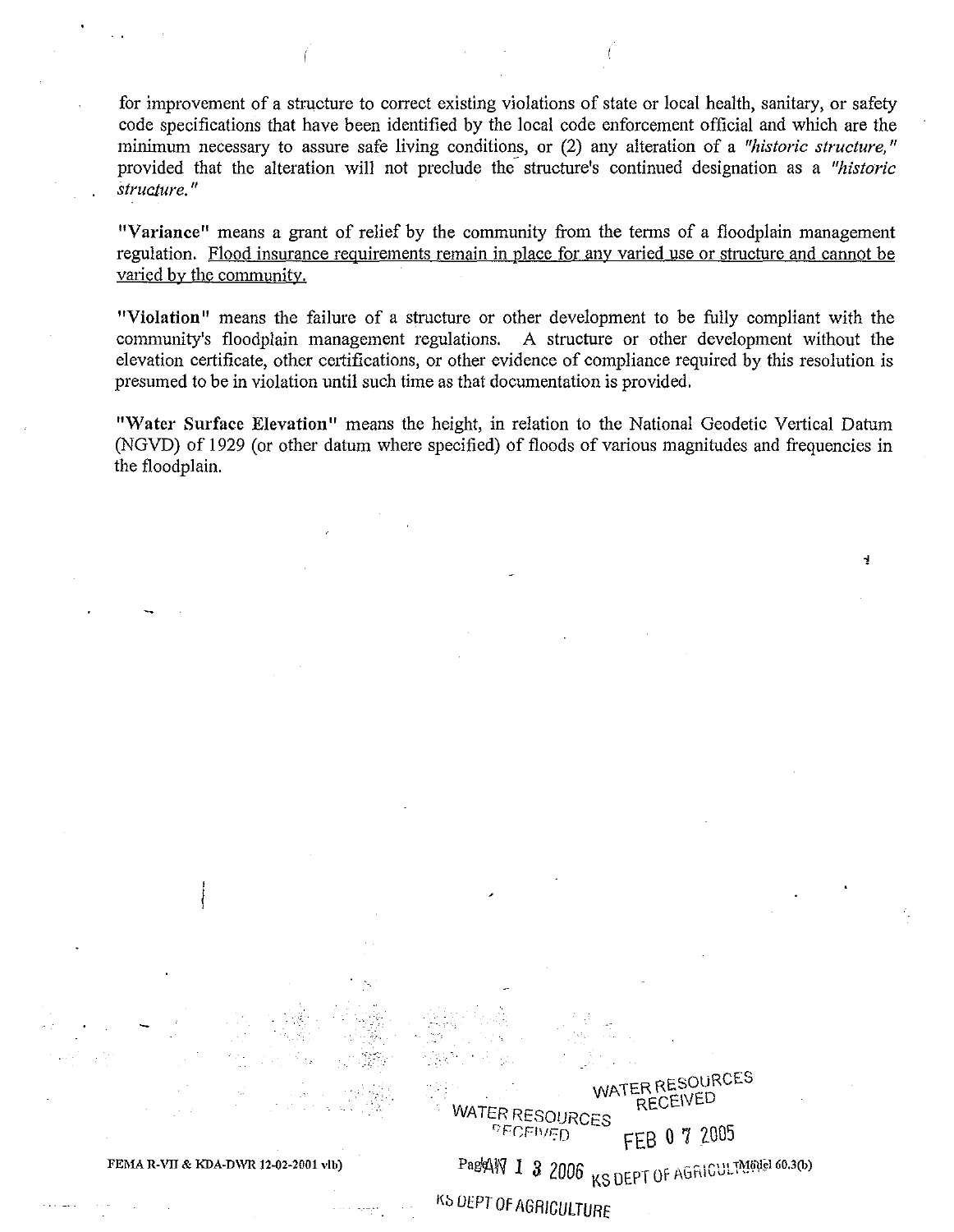for improvement of a structure to correct existing violations of state or local health, sanitary, or safety code specifications that have been identified by the local code enforcement official and which are the minimum necessary to assure safe living conditions, or (2) any alteration of a *"historic structure,"* provided that the alteration will not preclude the structure's continued designation as a *"historic structure."*

**"Variance"** means a grant of relief by the community from the terms of a floodplain management regulation. <u>Flood insurance requirements remain in place for any varied use or structure and cannot be varied by the community.</u>

**"Violation"** means the failure of a structure or other development to be fully compliant with the community's floodplain management regulations. A structure or other development without the elevation certificate, other certifications, or other evidence of compliance required by this resolution is presumed to be in violation until such time as that documentation is provided.

**"Water Surface Elevation"** means the height, in relation to the National Geodetic Vertical Datum (NGVD) of 1929 (or other datum where specified) of floods of various magnitudes and frequencies in the floodplain.

WATER RESOURCES RECEIVED FEB 07 2005

WATER RESOURCES RECEIVED JAN 13 2006 KS DEPT OF AGRICULTURE

KS DEPT OF AGRICULTURE

FEMA R-VII & KDA-DWR 12-02-2001 vlb) Model 60.3(b)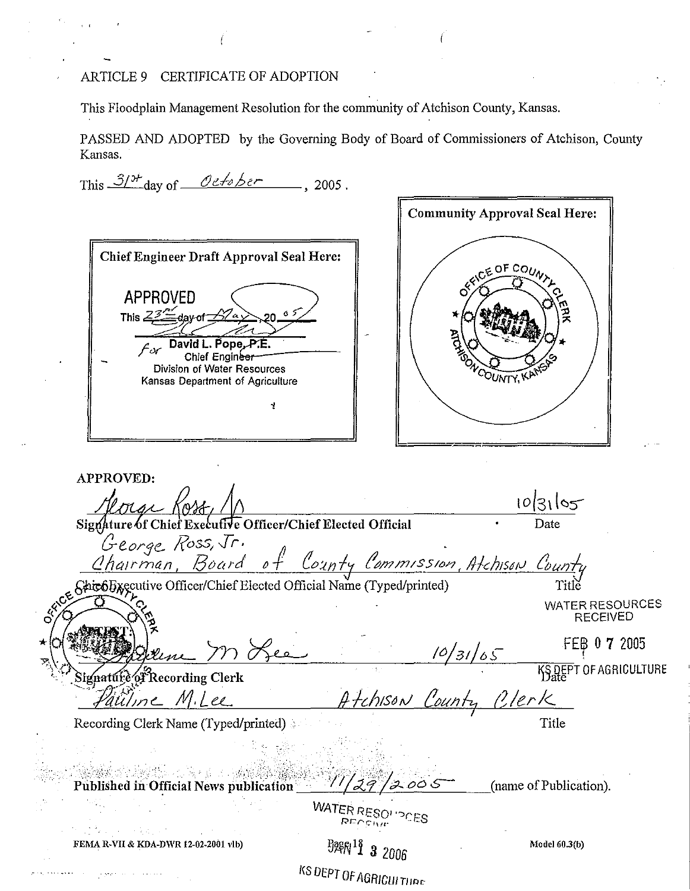ARTICLE 9 CERTIFICATE OF ADOPTION

This Floodplain Management Resolution for the community of Atchison County, Kansas.

PASSED AND ADOPTED by the Governing Body of Board of Commissioners of Atchison, County Kansas.

This 31st day of October, 2005.

**Chief Engineer Draft Approval Seal Here:**

APPROVED
This 23rd day of May, 20 05
for David L. Pope, P.E.
Chief Engineer
Division of Water Resources
Kansas Department of Agriculture

**Community Approval Seal Here:**

OFFICE OF COUNTY CLERK
ATCHISON COUNTY, KANSAS

**APPROVED:**

George Ross, Jr. — 10/31/05

Signature of Chief Executive Officer/Chief Elected Official — Date

George Ross, Jr. — Chairman, Board of County Commission, Atchison County

Chief Executive Officer/Chief Elected Official Name (Typed/printed) — Title

WATER RESOURCES RECEIVED
FEB 07 2005
KS DEPT OF AGRICULTURE

ATTEST:

Pauline M Lee — 10/31/05

Signature of Recording Clerk — Date

Pauline M. Lee — Atchison County Clerk

Recording Clerk Name (Typed/printed) — Title

Published in Official News publication 11/29/2005 (name of Publication).

WATER RESOURCES RECEIVED
JAN 13 2006
KS DEPT OF AGRICULTURE

FEMA R-VII & KDA-DWR 12-02-2001 v1b) — Model 60.3(b)